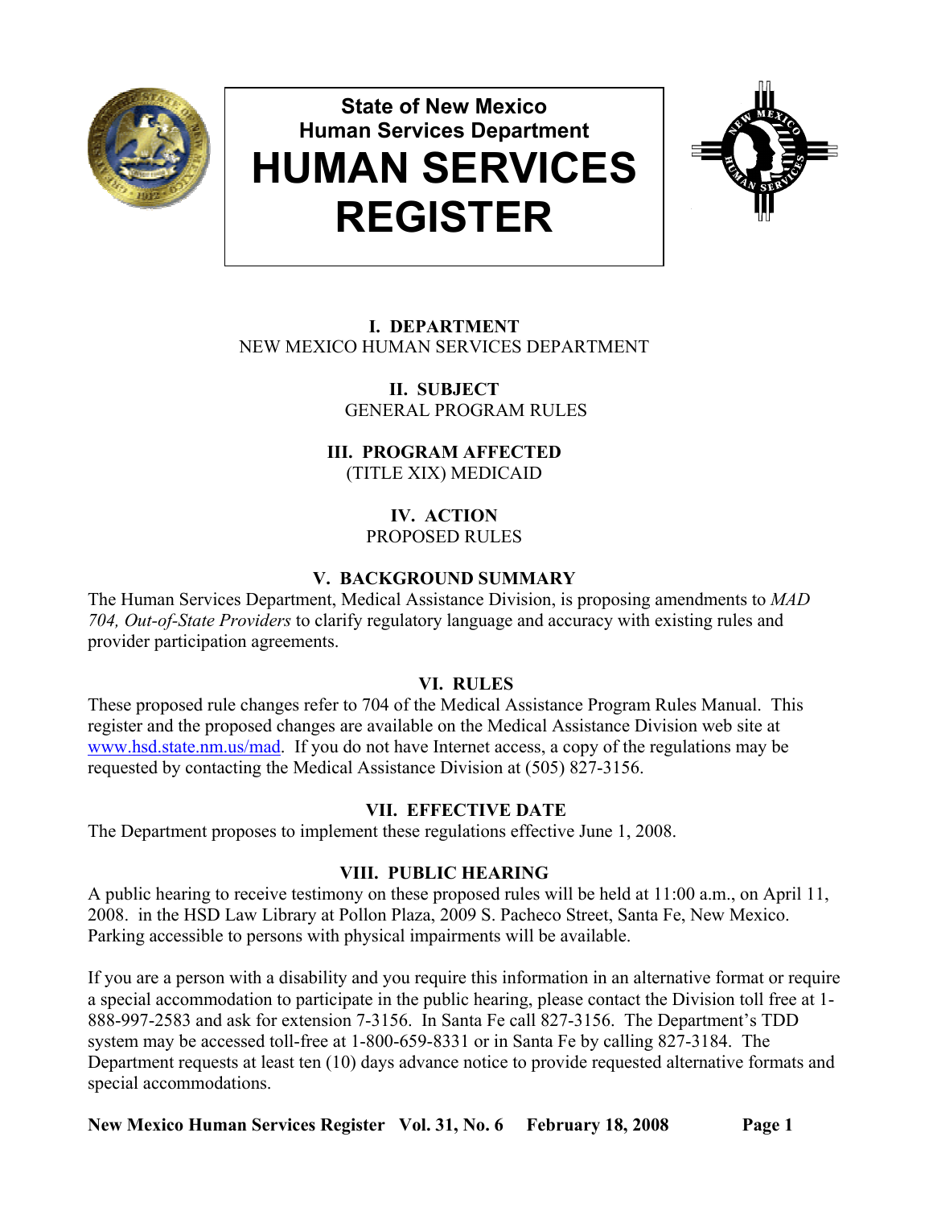# State of New Mexico
## Human Services Department
# HUMAN SERVICES REGISTER

**I. DEPARTMENT**
NEW MEXICO HUMAN SERVICES DEPARTMENT

**II. SUBJECT**
GENERAL PROGRAM RULES

**III. PROGRAM AFFECTED**
(TITLE XIX) MEDICAID

**IV. ACTION**
PROPOSED RULES

**V. BACKGROUND SUMMARY**

The Human Services Department, Medical Assistance Division, is proposing amendments to *MAD 704, Out-of-State Providers* to clarify regulatory language and accuracy with existing rules and provider participation agreements.

**VI. RULES**

These proposed rule changes refer to 704 of the Medical Assistance Program Rules Manual. This register and the proposed changes are available on the Medical Assistance Division web site at www.hsd.state.nm.us/mad. If you do not have Internet access, a copy of the regulations may be requested by contacting the Medical Assistance Division at (505) 827-3156.

**VII. EFFECTIVE DATE**

The Department proposes to implement these regulations effective June 1, 2008.

**VIII. PUBLIC HEARING**

A public hearing to receive testimony on these proposed rules will be held at 11:00 a.m., on April 11, 2008. in the HSD Law Library at Pollon Plaza, 2009 S. Pacheco Street, Santa Fe, New Mexico. Parking accessible to persons with physical impairments will be available.

If you are a person with a disability and you require this information in an alternative format or require a special accommodation to participate in the public hearing, please contact the Division toll free at 1-888-997-2583 and ask for extension 7-3156. In Santa Fe call 827-3156. The Department's TDD system may be accessed toll-free at 1-800-659-8331 or in Santa Fe by calling 827-3184. The Department requests at least ten (10) days advance notice to provide requested alternative formats and special accommodations.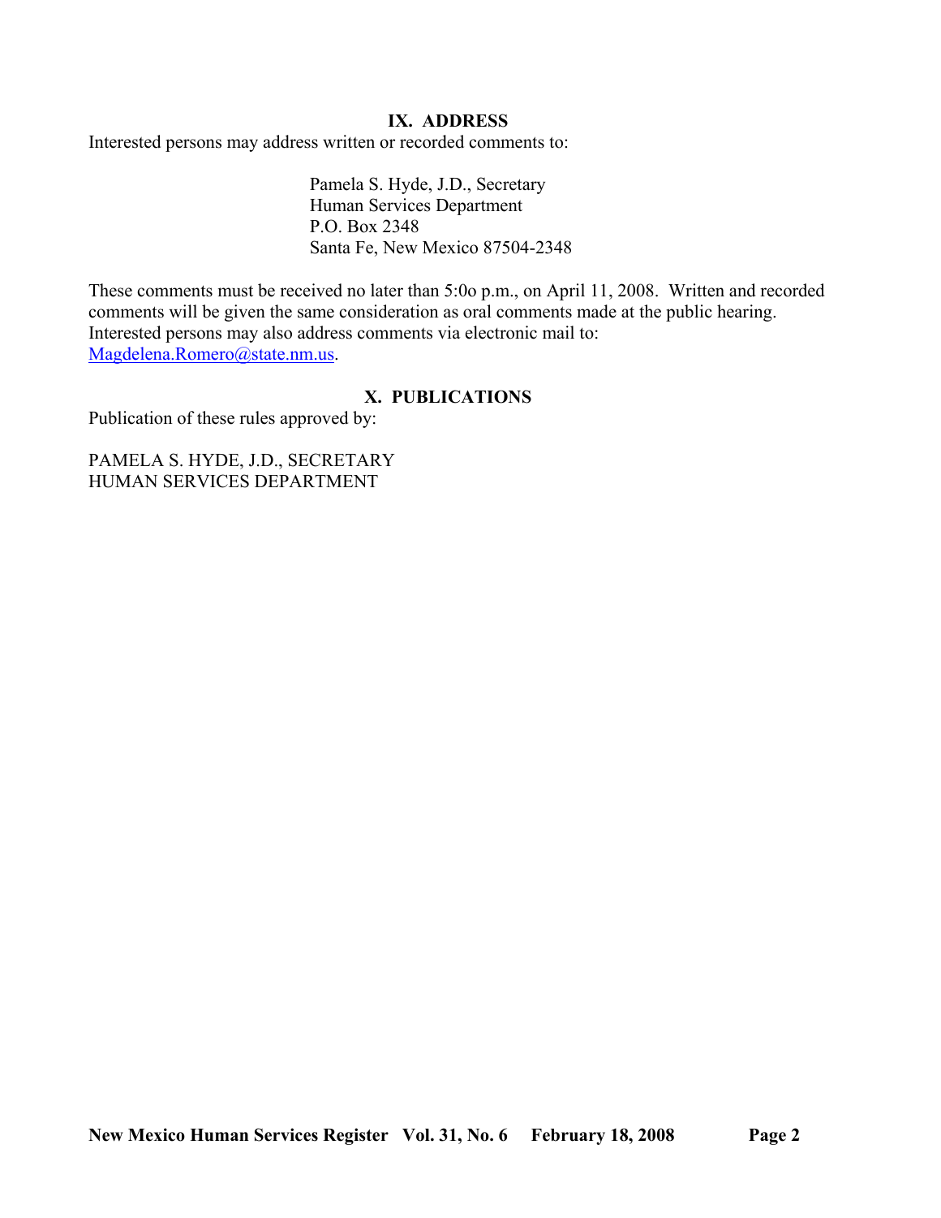## IX. ADDRESS

Interested persons may address written or recorded comments to:

Pamela S. Hyde, J.D., Secretary
Human Services Department
P.O. Box 2348
Santa Fe, New Mexico 87504-2348

These comments must be received no later than 5:0o p.m., on April 11, 2008. Written and recorded comments will be given the same consideration as oral comments made at the public hearing. Interested persons may also address comments via electronic mail to: Magdelena.Romero@state.nm.us.

## X. PUBLICATIONS

Publication of these rules approved by:

PAMELA S. HYDE, J.D., SECRETARY
HUMAN SERVICES DEPARTMENT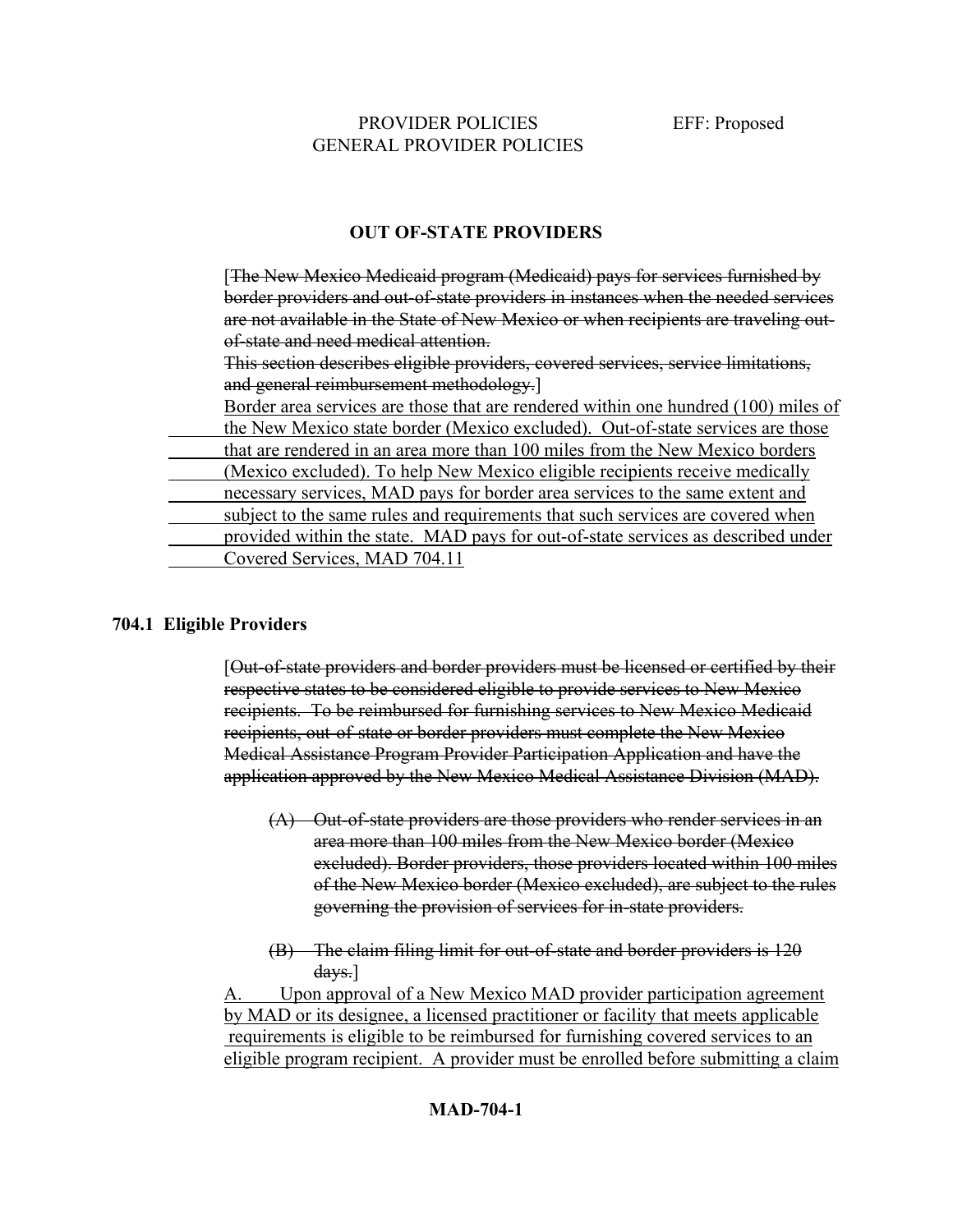# OUT OF-STATE PROVIDERS

[~~The New Mexico Medicaid program (Medicaid) pays for services furnished by border providers and out-of-state providers in instances when the needed services are not available in the State of New Mexico or when recipients are traveling out-of-state and need medical attention.~~

~~This section describes eligible providers, covered services, service limitations, and general reimbursement methodology.~~]

<u>Border area services are those that are rendered within one hundred (100) miles of the New Mexico state border (Mexico excluded). Out-of-state services are those that are rendered in an area more than 100 miles from the New Mexico borders (Mexico excluded). To help New Mexico eligible recipients receive medically necessary services, MAD pays for border area services to the same extent and subject to the same rules and requirements that such services are covered when provided within the state. MAD pays for out-of-state services as described under Covered Services, MAD 704.11</u>

## 704.1 Eligible Providers

[~~Out-of-state providers and border providers must be licensed or certified by their respective states to be considered eligible to provide services to New Mexico recipients. To be reimbursed for furnishing services to New Mexico Medicaid recipients, out-of-state or border providers must complete the New Mexico Medical Assistance Program Provider Participation Application and have the application approved by the New Mexico Medical Assistance Division (MAD).~~

~~(A) Out-of-state providers are those providers who render services in an area more than 100 miles from the New Mexico border (Mexico excluded). Border providers, those providers located within 100 miles of the New Mexico border (Mexico excluded), are subject to the rules governing the provision of services for in-state providers.~~

~~(B) The claim filing limit for out-of-state and border providers is 120 days.~~]

<u>A. Upon approval of a New Mexico MAD provider participation agreement by MAD or its designee, a licensed practitioner or facility that meets applicable requirements is eligible to be reimbursed for furnishing covered services to an eligible program recipient. A provider must be enrolled before submitting a claim</u>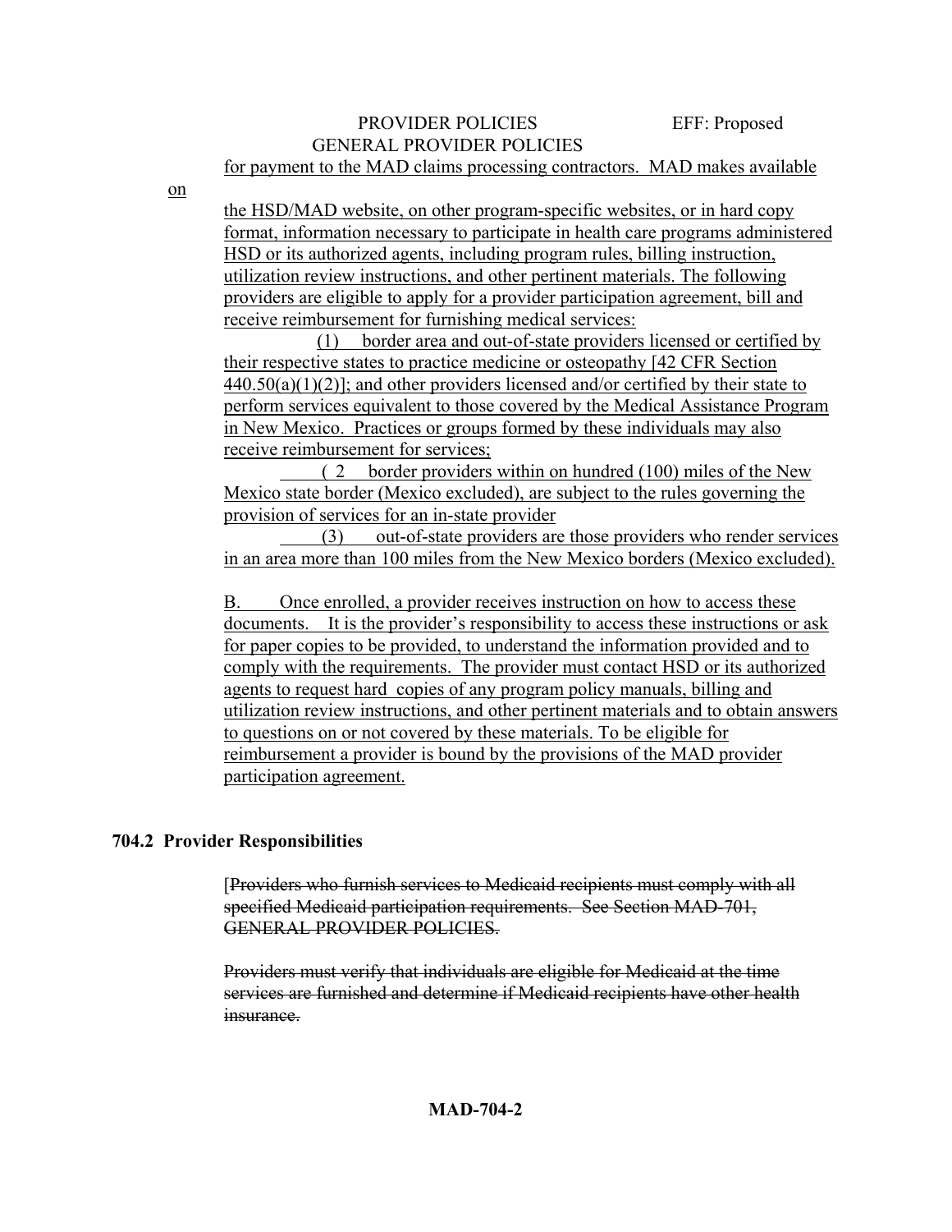for payment to the MAD claims processing contractors. MAD makes available on the HSD/MAD website, on other program-specific websites, or in hard copy format, information necessary to participate in health care programs administered HSD or its authorized agents, including program rules, billing instruction, utilization review instructions, and other pertinent materials. The following providers are eligible to apply for a provider participation agreement, bill and receive reimbursement for furnishing medical services:

(1) border area and out-of-state providers licensed or certified by their respective states to practice medicine or osteopathy [42 CFR Section 440.50(a)(1)(2)]; and other providers licensed and/or certified by their state to perform services equivalent to those covered by the Medical Assistance Program in New Mexico. Practices or groups formed by these individuals may also receive reimbursement for services;

( 2 border providers within on hundred (100) miles of the New Mexico state border (Mexico excluded), are subject to the rules governing the provision of services for an in-state provider

(3) out-of-state providers are those providers who render services in an area more than 100 miles from the New Mexico borders (Mexico excluded).

B. Once enrolled, a provider receives instruction on how to access these documents. It is the provider's responsibility to access these instructions or ask for paper copies to be provided, to understand the information provided and to comply with the requirements. The provider must contact HSD or its authorized agents to request hard copies of any program policy manuals, billing and utilization review instructions, and other pertinent materials and to obtain answers to questions on or not covered by these materials. To be eligible for reimbursement a provider is bound by the provisions of the MAD provider participation agreement.

## 704.2 Provider Responsibilities

[~~Providers who furnish services to Medicaid recipients must comply with all specified Medicaid participation requirements. See Section MAD-701, GENERAL PROVIDER POLICIES.~~

~~Providers must verify that individuals are eligible for Medicaid at the time services are furnished and determine if Medicaid recipients have other health insurance.~~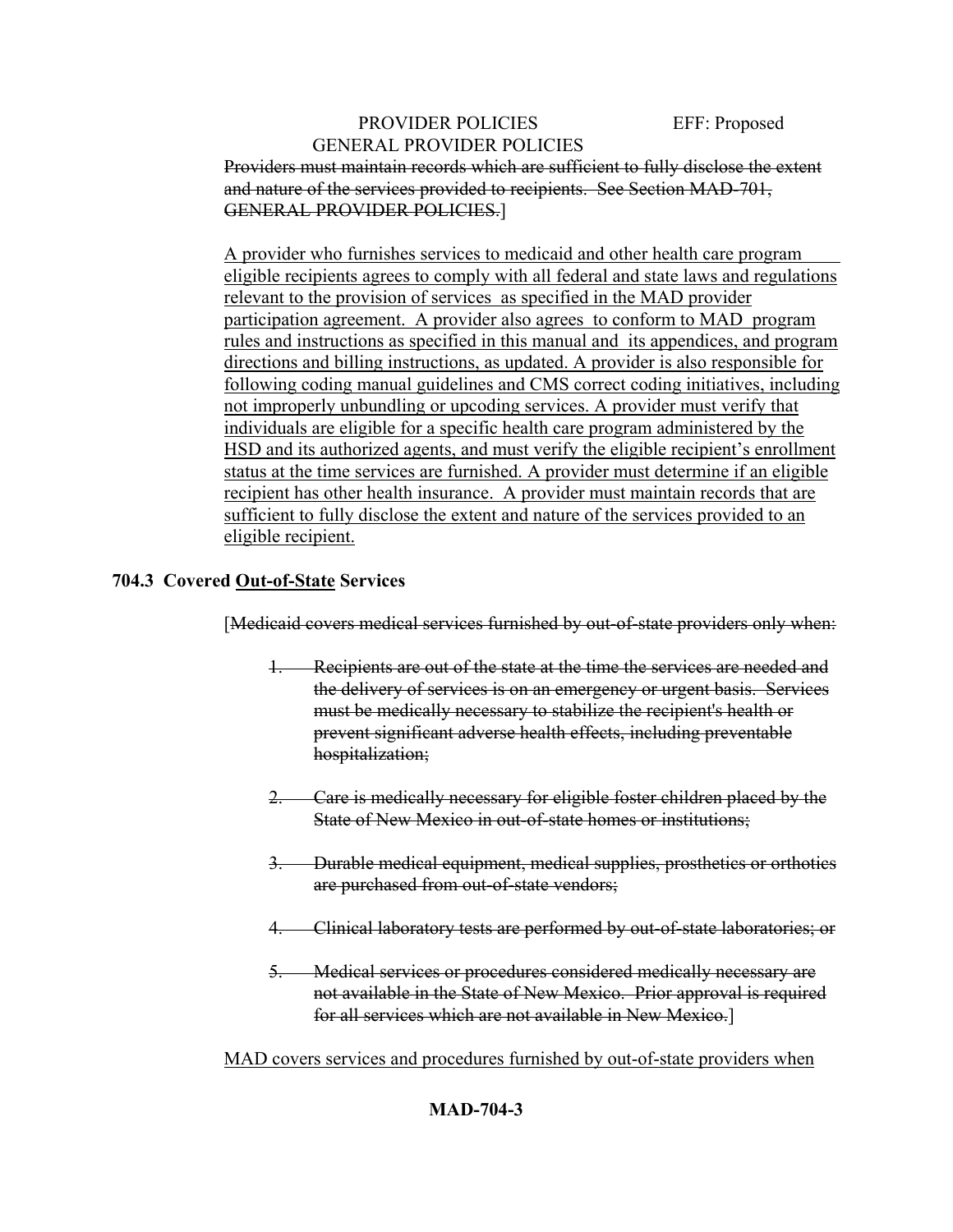Providers must maintain records which are sufficient to fully disclose the extent and nature of the services provided to recipients. See Section MAD-701, GENERAL PROVIDER POLICIES.]

A provider who furnishes services to medicaid and other health care program eligible recipients agrees to comply with all federal and state laws and regulations relevant to the provision of services as specified in the MAD provider participation agreement. A provider also agrees to conform to MAD program rules and instructions as specified in this manual and its appendices, and program directions and billing instructions, as updated. A provider is also responsible for following coding manual guidelines and CMS correct coding initiatives, including not improperly unbundling or upcoding services. A provider must verify that individuals are eligible for a specific health care program administered by the HSD and its authorized agents, and must verify the eligible recipient's enrollment status at the time services are furnished. A provider must determine if an eligible recipient has other health insurance. A provider must maintain records that are sufficient to fully disclose the extent and nature of the services provided to an eligible recipient.

### 704.3 Covered Out-of-State Services

[Medicaid covers medical services furnished by out-of-state providers only when:

1. Recipients are out of the state at the time the services are needed and the delivery of services is on an emergency or urgent basis. Services must be medically necessary to stabilize the recipient's health or prevent significant adverse health effects, including preventable hospitalization;

2. Care is medically necessary for eligible foster children placed by the State of New Mexico in out-of-state homes or institutions;

3. Durable medical equipment, medical supplies, prosthetics or orthotics are purchased from out-of-state vendors;

4. Clinical laboratory tests are performed by out-of-state laboratories; or

5. Medical services or procedures considered medically necessary are not available in the State of New Mexico. Prior approval is required for all services which are not available in New Mexico.]

MAD covers services and procedures furnished by out-of-state providers when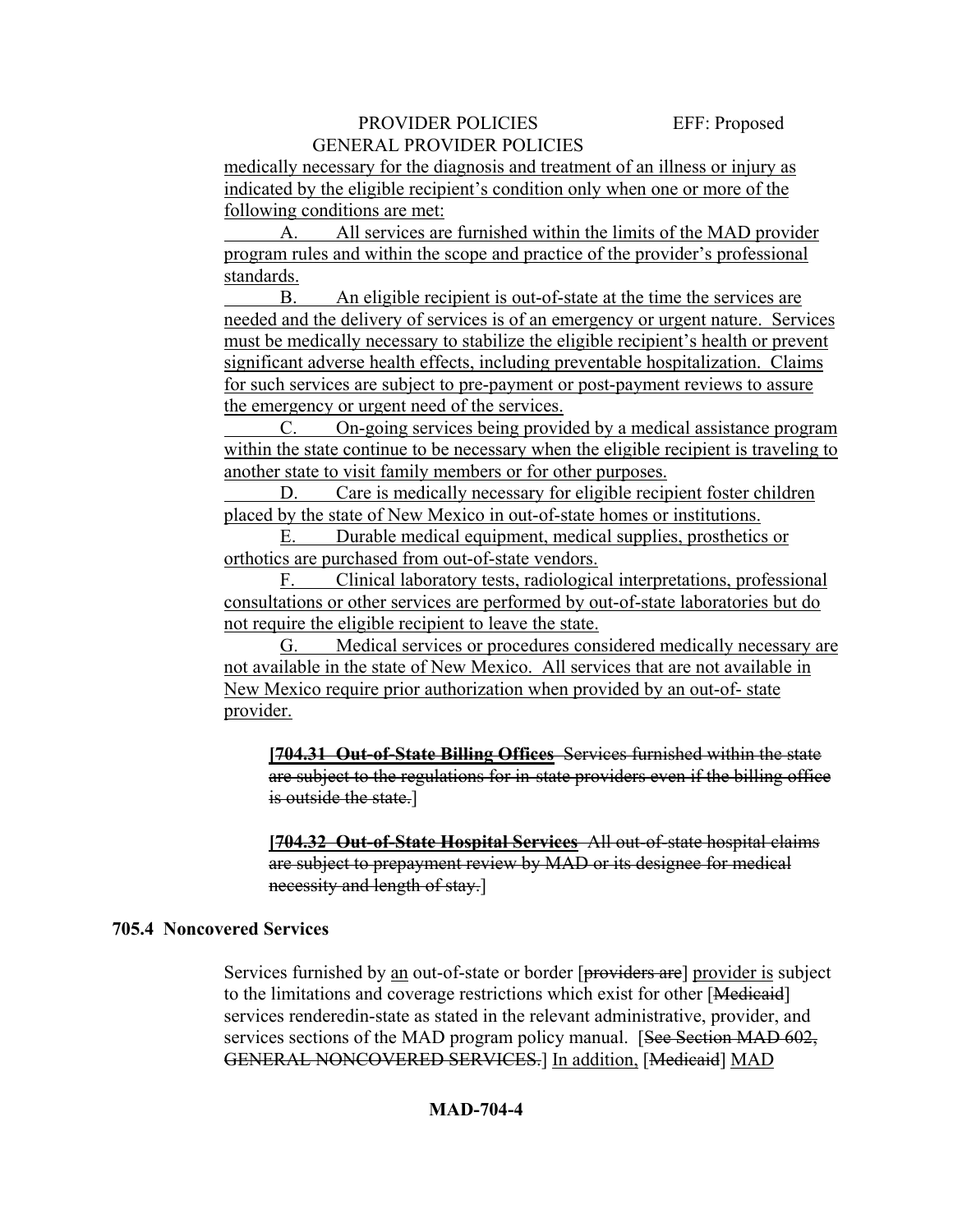medically necessary for the diagnosis and treatment of an illness or injury as indicated by the eligible recipient's condition only when one or more of the following conditions are met:

A. All services are furnished within the limits of the MAD provider program rules and within the scope and practice of the provider's professional standards.

B. An eligible recipient is out-of-state at the time the services are needed and the delivery of services is of an emergency or urgent nature. Services must be medically necessary to stabilize the eligible recipient's health or prevent significant adverse health effects, including preventable hospitalization. Claims for such services are subject to pre-payment or post-payment reviews to assure the emergency or urgent need of the services.

C. On-going services being provided by a medical assistance program within the state continue to be necessary when the eligible recipient is traveling to another state to visit family members or for other purposes.

D. Care is medically necessary for eligible recipient foster children placed by the state of New Mexico in out-of-state homes or institutions.

E. Durable medical equipment, medical supplies, prosthetics or orthotics are purchased from out-of-state vendors.

F. Clinical laboratory tests, radiological interpretations, professional consultations or other services are performed by out-of-state laboratories but do not require the eligible recipient to leave the state.

G. Medical services or procedures considered medically necessary are not available in the state of New Mexico. All services that are not available in New Mexico require prior authorization when provided by an out-of- state provider.

> [~~**704.31 Out-of-State Billing Offices**~~ ~~Services furnished within the state are subject to the regulations for in-state providers even if the billing office is outside the state.~~]

> [~~**704.32 Out-of-State Hospital Services**~~ ~~All out-of-state hospital claims are subject to prepayment review by MAD or its designee for medical necessity and length of stay.~~]

## 705.4 Noncovered Services

Services furnished by an out-of-state or border [~~providers are~~] provider is subject to the limitations and coverage restrictions which exist for other [~~Medicaid~~] services renderedin-state as stated in the relevant administrative, provider, and services sections of the MAD program policy manual. [~~See Section MAD 602, GENERAL NONCOVERED SERVICES.~~] In addition, [~~Medicaid~~] MAD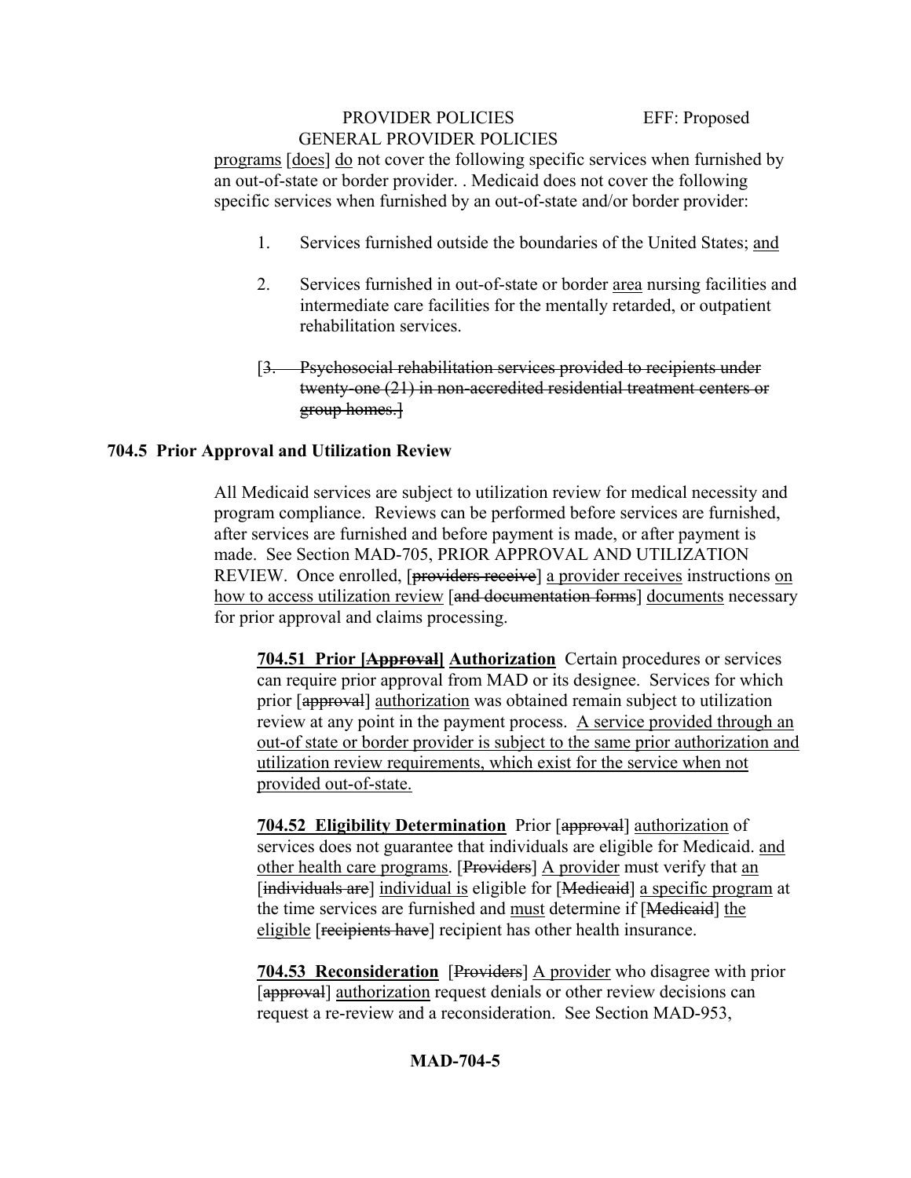programs [does] do not cover the following specific services when furnished by an out-of-state or border provider. . Medicaid does not cover the following specific services when furnished by an out-of-state and/or border provider:

1. Services furnished outside the boundaries of the United States; and

2. Services furnished in out-of-state or border area nursing facilities and intermediate care facilities for the mentally retarded, or outpatient rehabilitation services.

[~~3. Psychosocial rehabilitation services provided to recipients under twenty-one (21) in non-accredited residential treatment centers or group homes.~~]

### 704.5 Prior Approval and Utilization Review

All Medicaid services are subject to utilization review for medical necessity and program compliance. Reviews can be performed before services are furnished, after services are furnished and before payment is made, or after payment is made. See Section MAD-705, PRIOR APPROVAL AND UTILIZATION REVIEW. Once enrolled, [~~providers receive~~] a provider receives instructions on how to access utilization review [~~and documentation forms~~] documents necessary for prior approval and claims processing.

**704.51 Prior [~~Approval~~] Authorization** Certain procedures or services can require prior approval from MAD or its designee. Services for which prior [~~approval~~] authorization was obtained remain subject to utilization review at any point in the payment process. A service provided through an out-of state or border provider is subject to the same prior authorization and utilization review requirements, which exist for the service when not provided out-of-state.

**704.52 Eligibility Determination** Prior [~~approval~~] authorization of services does not guarantee that individuals are eligible for Medicaid. and other health care programs. [~~Providers~~] A provider must verify that an [~~individuals are~~] individual is eligible for [~~Medicaid~~] a specific program at the time services are furnished and must determine if [~~Medicaid~~] the eligible [~~recipients have~~] recipient has other health insurance.

**704.53 Reconsideration** [~~Providers~~] A provider who disagree with prior [~~approval~~] authorization request denials or other review decisions can request a re-review and a reconsideration. See Section MAD-953,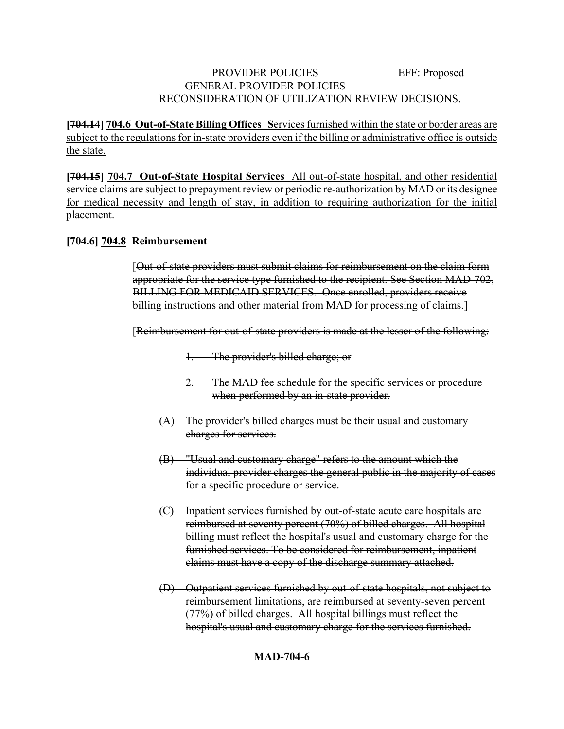**[~~704.14~~] 704.6 Out-of-State Billing Offices** Services furnished within the state or border areas are subject to the regulations for in-state providers even if the billing or administrative office is outside the state.

**[~~704.15~~] 704.7 Out-of-State Hospital Services** All out-of-state hospital, and other residential service claims are subject to prepayment review or periodic re-authorization by MAD or its designee for medical necessity and length of stay, in addition to requiring authorization for the initial placement.

**[~~704.6~~] 704.8 Reimbursement**

[~~Out-of-state providers must submit claims for reimbursement on the claim form appropriate for the service type furnished to the recipient. See Section MAD-702, BILLING FOR MEDICAID SERVICES. Once enrolled, providers receive billing instructions and other material from MAD for processing of claims.~~]

[~~Reimbursement for out-of-state providers is made at the lesser of the following:~~

~~1. The provider's billed charge; or~~

~~2. The MAD fee schedule for the specific services or procedure when performed by an in-state provider.~~

~~(A) The provider's billed charges must be their usual and customary charges for services.~~

~~(B) "Usual and customary charge" refers to the amount which the individual provider charges the general public in the majority of cases for a specific procedure or service.~~

~~(C) Inpatient services furnished by out-of-state acute care hospitals are reimbursed at seventy percent (70%) of billed charges. All hospital billing must reflect the hospital's usual and customary charge for the furnished services. To be considered for reimbursement, inpatient claims must have a copy of the discharge summary attached.~~

~~(D) Outpatient services furnished by out-of-state hospitals, not subject to reimbursement limitations, are reimbursed at seventy-seven percent (77%) of billed charges. All hospital billings must reflect the hospital's usual and customary charge for the services furnished.~~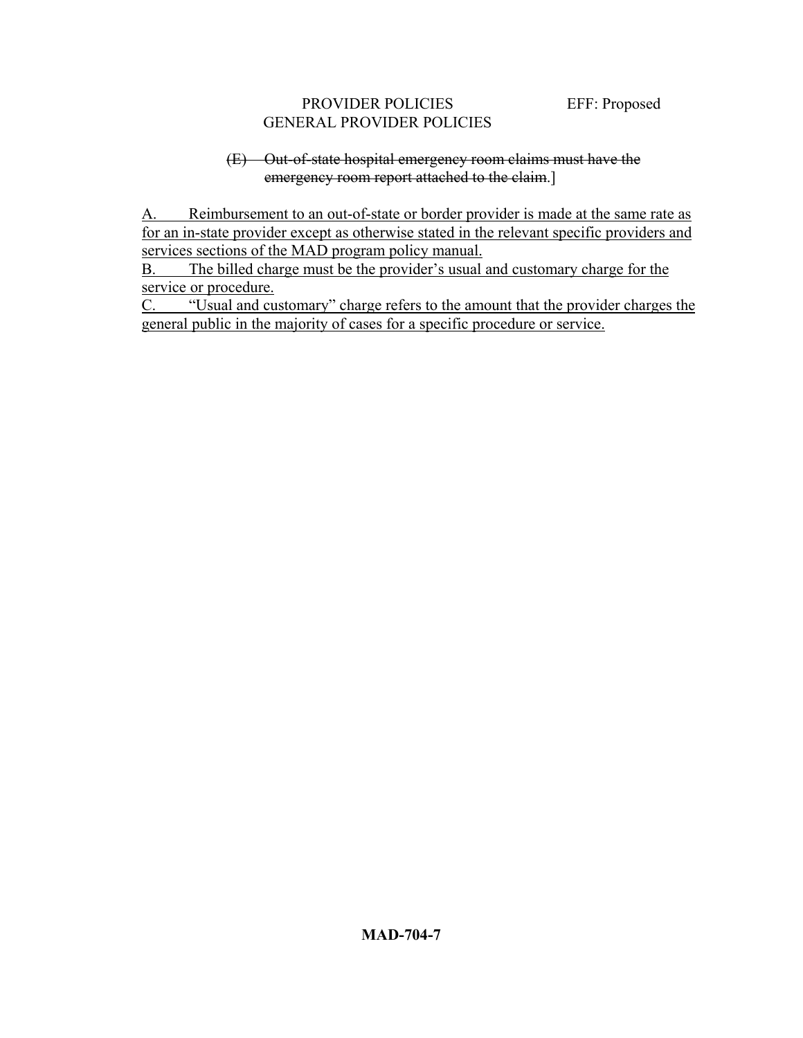~~(E) Out-of-state hospital emergency room claims must have the emergency room report attached to the claim~~.]

A. Reimbursement to an out-of-state or border provider is made at the same rate as for an in-state provider except as otherwise stated in the relevant specific providers and services sections of the MAD program policy manual.

B. The billed charge must be the provider's usual and customary charge for the service or procedure.

C. "Usual and customary" charge refers to the amount that the provider charges the general public in the majority of cases for a specific procedure or service.